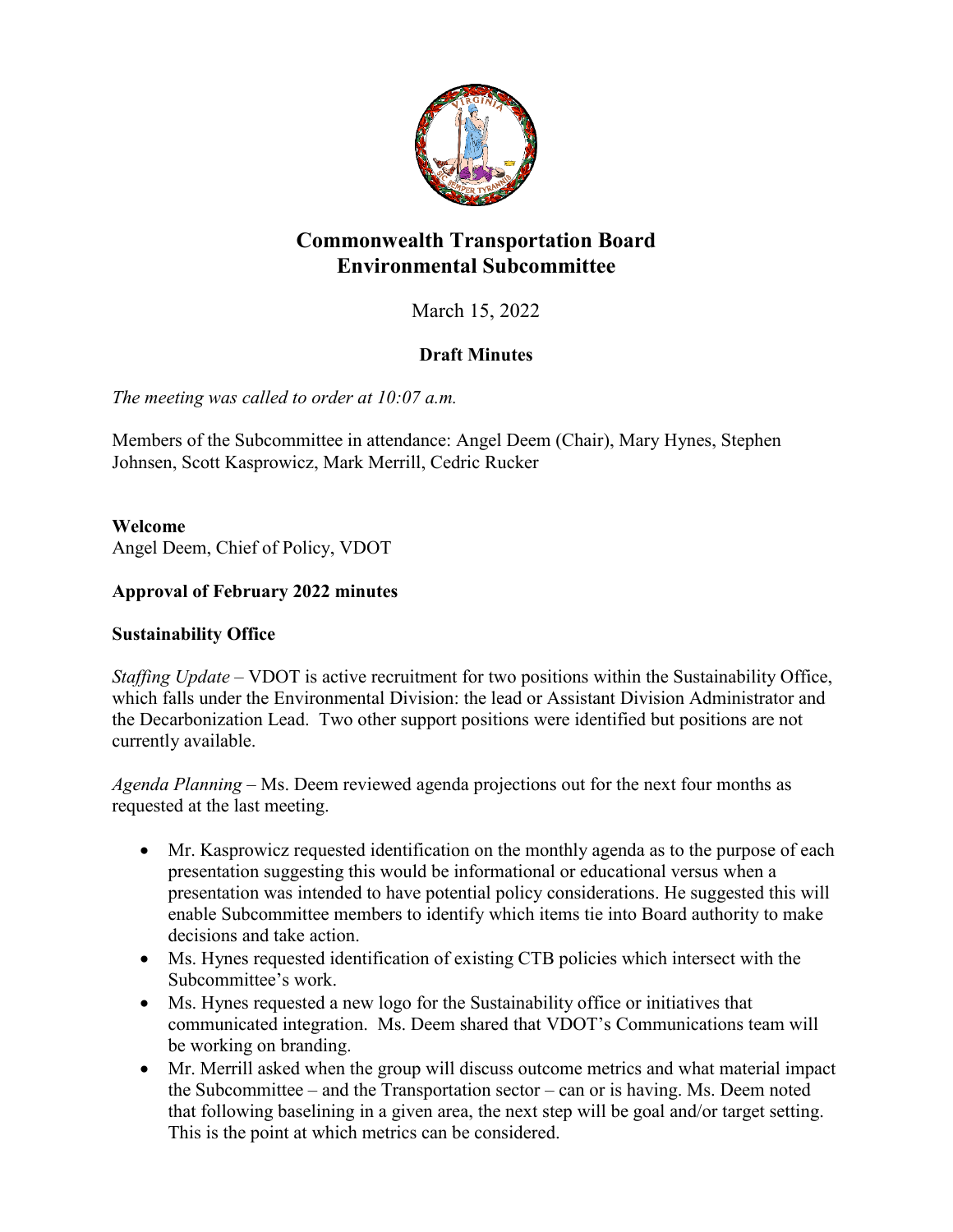# Commonwealth Transportation Board Environmental Subcommittee

March 15, 2022

**Draft Minutes**

*The meeting was called to order at 10:07 a.m.*

Members of the Subcommittee in attendance: Angel Deem (Chair), Mary Hynes, Stephen Johnsen, Scott Kasprowicz, Mark Merrill, Cedric Rucker

**Welcome**
Angel Deem, Chief of Policy, VDOT

**Approval of February 2022 minutes**

**Sustainability Office**

*Staffing Update* – VDOT is active recruitment for two positions within the Sustainability Office, which falls under the Environmental Division: the lead or Assistant Division Administrator and the Decarbonization Lead. Two other support positions were identified but positions are not currently available.

*Agenda Planning* – Ms. Deem reviewed agenda projections out for the next four months as requested at the last meeting.

- Mr. Kasprowicz requested identification on the monthly agenda as to the purpose of each presentation suggesting this would be informational or educational versus when a presentation was intended to have potential policy considerations. He suggested this will enable Subcommittee members to identify which items tie into Board authority to make decisions and take action.
- Ms. Hynes requested identification of existing CTB policies which intersect with the Subcommittee's work.
- Ms. Hynes requested a new logo for the Sustainability office or initiatives that communicated integration. Ms. Deem shared that VDOT's Communications team will be working on branding.
- Mr. Merrill asked when the group will discuss outcome metrics and what material impact the Subcommittee – and the Transportation sector – can or is having. Ms. Deem noted that following baselining in a given area, the next step will be goal and/or target setting. This is the point at which metrics can be considered.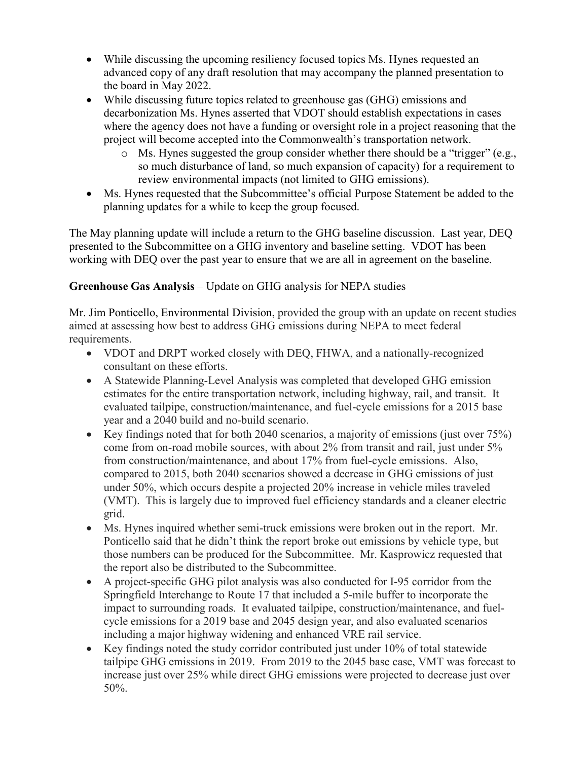- While discussing the upcoming resiliency focused topics Ms. Hynes requested an advanced copy of any draft resolution that may accompany the planned presentation to the board in May 2022.
- While discussing future topics related to greenhouse gas (GHG) emissions and decarbonization Ms. Hynes asserted that VDOT should establish expectations in cases where the agency does not have a funding or oversight role in a project reasoning that the project will become accepted into the Commonwealth's transportation network.
  - Ms. Hynes suggested the group consider whether there should be a "trigger" (e.g., so much disturbance of land, so much expansion of capacity) for a requirement to review environmental impacts (not limited to GHG emissions).
- Ms. Hynes requested that the Subcommittee's official Purpose Statement be added to the planning updates for a while to keep the group focused.

The May planning update will include a return to the GHG baseline discussion. Last year, DEQ presented to the Subcommittee on a GHG inventory and baseline setting. VDOT has been working with DEQ over the past year to ensure that we are all in agreement on the baseline.

**Greenhouse Gas Analysis** – Update on GHG analysis for NEPA studies

Mr. Jim Ponticello, Environmental Division, provided the group with an update on recent studies aimed at assessing how best to address GHG emissions during NEPA to meet federal requirements.

- VDOT and DRPT worked closely with DEQ, FHWA, and a nationally-recognized consultant on these efforts.
- A Statewide Planning-Level Analysis was completed that developed GHG emission estimates for the entire transportation network, including highway, rail, and transit. It evaluated tailpipe, construction/maintenance, and fuel-cycle emissions for a 2015 base year and a 2040 build and no-build scenario.
- Key findings noted that for both 2040 scenarios, a majority of emissions (just over 75%) come from on-road mobile sources, with about 2% from transit and rail, just under 5% from construction/maintenance, and about 17% from fuel-cycle emissions. Also, compared to 2015, both 2040 scenarios showed a decrease in GHG emissions of just under 50%, which occurs despite a projected 20% increase in vehicle miles traveled (VMT). This is largely due to improved fuel efficiency standards and a cleaner electric grid.
- Ms. Hynes inquired whether semi-truck emissions were broken out in the report. Mr. Ponticello said that he didn't think the report broke out emissions by vehicle type, but those numbers can be produced for the Subcommittee. Mr. Kasprowicz requested that the report also be distributed to the Subcommittee.
- A project-specific GHG pilot analysis was also conducted for I-95 corridor from the Springfield Interchange to Route 17 that included a 5-mile buffer to incorporate the impact to surrounding roads. It evaluated tailpipe, construction/maintenance, and fuel-cycle emissions for a 2019 base and 2045 design year, and also evaluated scenarios including a major highway widening and enhanced VRE rail service.
- Key findings noted the study corridor contributed just under 10% of total statewide tailpipe GHG emissions in 2019. From 2019 to the 2045 base case, VMT was forecast to increase just over 25% while direct GHG emissions were projected to decrease just over 50%.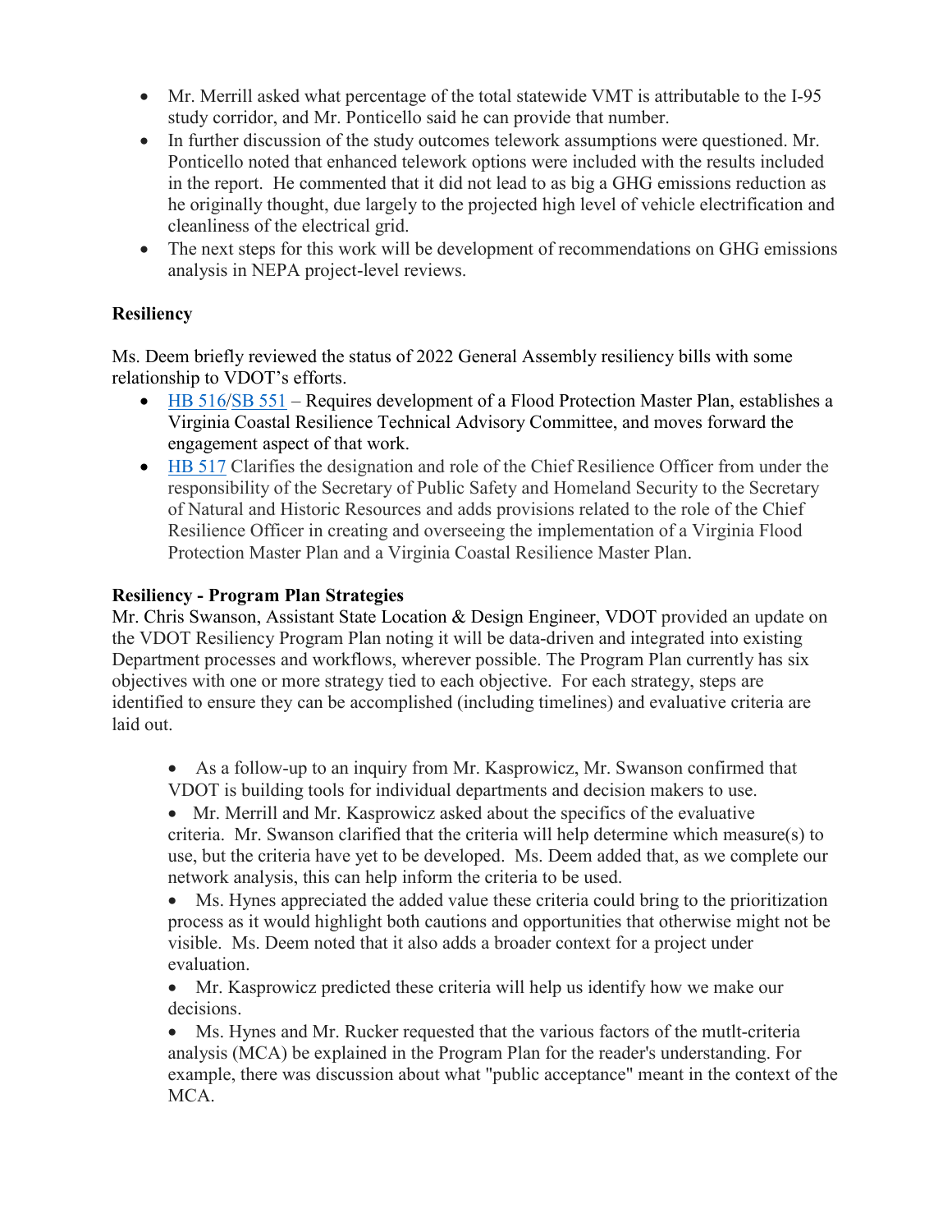- Mr. Merrill asked what percentage of the total statewide VMT is attributable to the I-95 study corridor, and Mr. Ponticello said he can provide that number.
- In further discussion of the study outcomes telework assumptions were questioned. Mr. Ponticello noted that enhanced telework options were included with the results included in the report. He commented that it did not lead to as big a GHG emissions reduction as he originally thought, due largely to the projected high level of vehicle electrification and cleanliness of the electrical grid.
- The next steps for this work will be development of recommendations on GHG emissions analysis in NEPA project-level reviews.

**Resiliency**

Ms. Deem briefly reviewed the status of 2022 General Assembly resiliency bills with some relationship to VDOT's efforts.

- HB 516/SB 551 – Requires development of a Flood Protection Master Plan, establishes a Virginia Coastal Resilience Technical Advisory Committee, and moves forward the engagement aspect of that work.
- HB 517 Clarifies the designation and role of the Chief Resilience Officer from under the responsibility of the Secretary of Public Safety and Homeland Security to the Secretary of Natural and Historic Resources and adds provisions related to the role of the Chief Resilience Officer in creating and overseeing the implementation of a Virginia Flood Protection Master Plan and a Virginia Coastal Resilience Master Plan.

**Resiliency - Program Plan Strategies**

Mr. Chris Swanson, Assistant State Location & Design Engineer, VDOT provided an update on the VDOT Resiliency Program Plan noting it will be data-driven and integrated into existing Department processes and workflows, wherever possible. The Program Plan currently has six objectives with one or more strategy tied to each objective. For each strategy, steps are identified to ensure they can be accomplished (including timelines) and evaluative criteria are laid out.

- As a follow-up to an inquiry from Mr. Kasprowicz, Mr. Swanson confirmed that VDOT is building tools for individual departments and decision makers to use.
- Mr. Merrill and Mr. Kasprowicz asked about the specifics of the evaluative criteria. Mr. Swanson clarified that the criteria will help determine which measure(s) to use, but the criteria have yet to be developed. Ms. Deem added that, as we complete our network analysis, this can help inform the criteria to be used.
- Ms. Hynes appreciated the added value these criteria could bring to the prioritization process as it would highlight both cautions and opportunities that otherwise might not be visible. Ms. Deem noted that it also adds a broader context for a project under evaluation.
- Mr. Kasprowicz predicted these criteria will help us identify how we make our decisions.
- Ms. Hynes and Mr. Rucker requested that the various factors of the mutlt-criteria analysis (MCA) be explained in the Program Plan for the reader's understanding. For example, there was discussion about what "public acceptance" meant in the context of the MCA.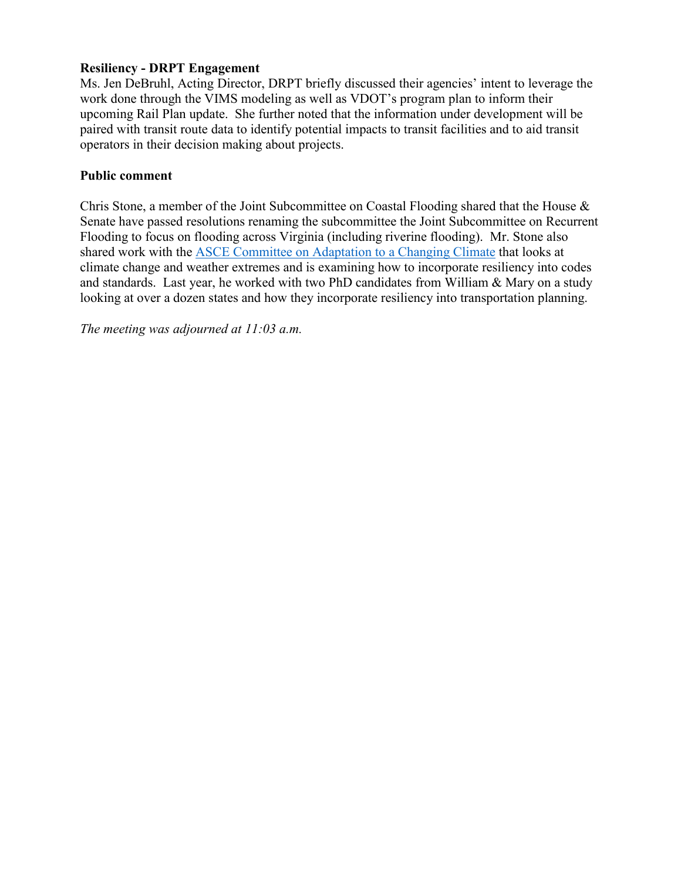**Resiliency - DRPT Engagement**

Ms. Jen DeBruhl, Acting Director, DRPT briefly discussed their agencies' intent to leverage the work done through the VIMS modeling as well as VDOT's program plan to inform their upcoming Rail Plan update. She further noted that the information under development will be paired with transit route data to identify potential impacts to transit facilities and to aid transit operators in their decision making about projects.

**Public comment**

Chris Stone, a member of the Joint Subcommittee on Coastal Flooding shared that the House & Senate have passed resolutions renaming the subcommittee the Joint Subcommittee on Recurrent Flooding to focus on flooding across Virginia (including riverine flooding). Mr. Stone also shared work with the ASCE Committee on Adaptation to a Changing Climate that looks at climate change and weather extremes and is examining how to incorporate resiliency into codes and standards. Last year, he worked with two PhD candidates from William & Mary on a study looking at over a dozen states and how they incorporate resiliency into transportation planning.

*The meeting was adjourned at 11:03 a.m.*